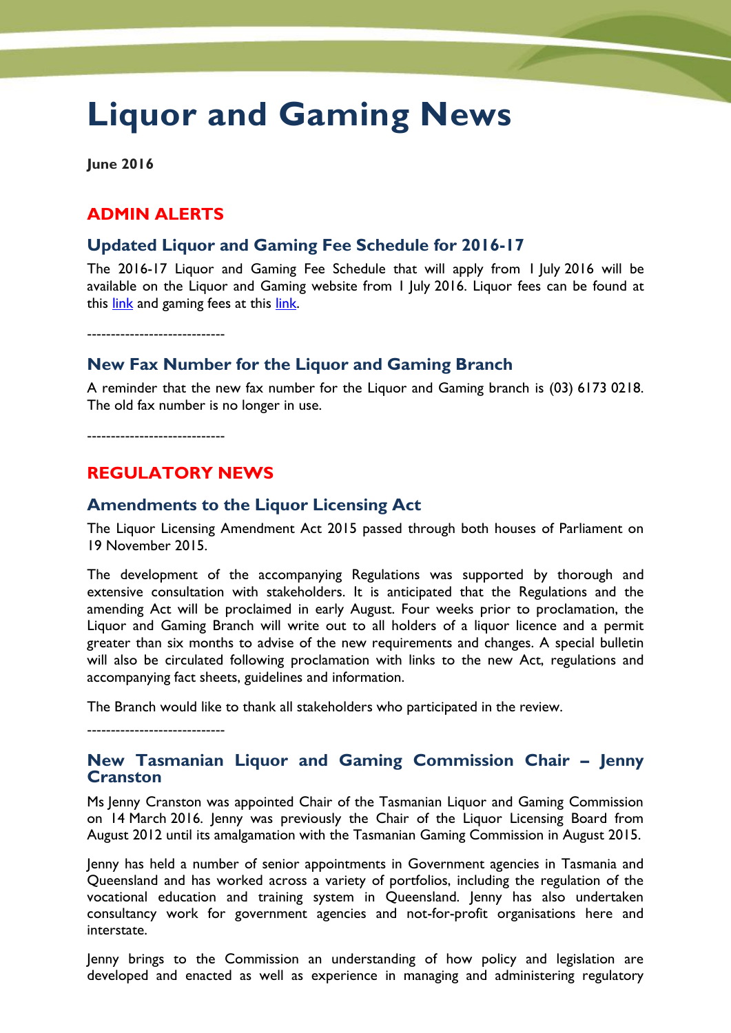# Liquor and Gaming News

**June 2016**

## ADMIN ALERTS

### Updated Liquor and Gaming Fee Schedule for 2016-17

The 2016-17 Liquor and Gaming Fee Schedule that will apply from 1 July 2016 will be available on the Liquor and Gaming website from 1 July 2016. Liquor fees can be found at this link and gaming fees at this link.

----------------------------

### New Fax Number for the Liquor and Gaming Branch

A reminder that the new fax number for the Liquor and Gaming branch is (03) 6173 0218. The old fax number is no longer in use.

----------------------------

## REGULATORY NEWS

### Amendments to the Liquor Licensing Act

The Liquor Licensing Amendment Act 2015 passed through both houses of Parliament on 19 November 2015.

The development of the accompanying Regulations was supported by thorough and extensive consultation with stakeholders. It is anticipated that the Regulations and the amending Act will be proclaimed in early August. Four weeks prior to proclamation, the Liquor and Gaming Branch will write out to all holders of a liquor licence and a permit greater than six months to advise of the new requirements and changes. A special bulletin will also be circulated following proclamation with links to the new Act, regulations and accompanying fact sheets, guidelines and information.

The Branch would like to thank all stakeholders who participated in the review.

----------------------------

### New Tasmanian Liquor and Gaming Commission Chair – Jenny Cranston

Ms Jenny Cranston was appointed Chair of the Tasmanian Liquor and Gaming Commission on 14 March 2016. Jenny was previously the Chair of the Liquor Licensing Board from August 2012 until its amalgamation with the Tasmanian Gaming Commission in August 2015.

Jenny has held a number of senior appointments in Government agencies in Tasmania and Queensland and has worked across a variety of portfolios, including the regulation of the vocational education and training system in Queensland. Jenny has also undertaken consultancy work for government agencies and not-for-profit organisations here and interstate.

Jenny brings to the Commission an understanding of how policy and legislation are developed and enacted as well as experience in managing and administering regulatory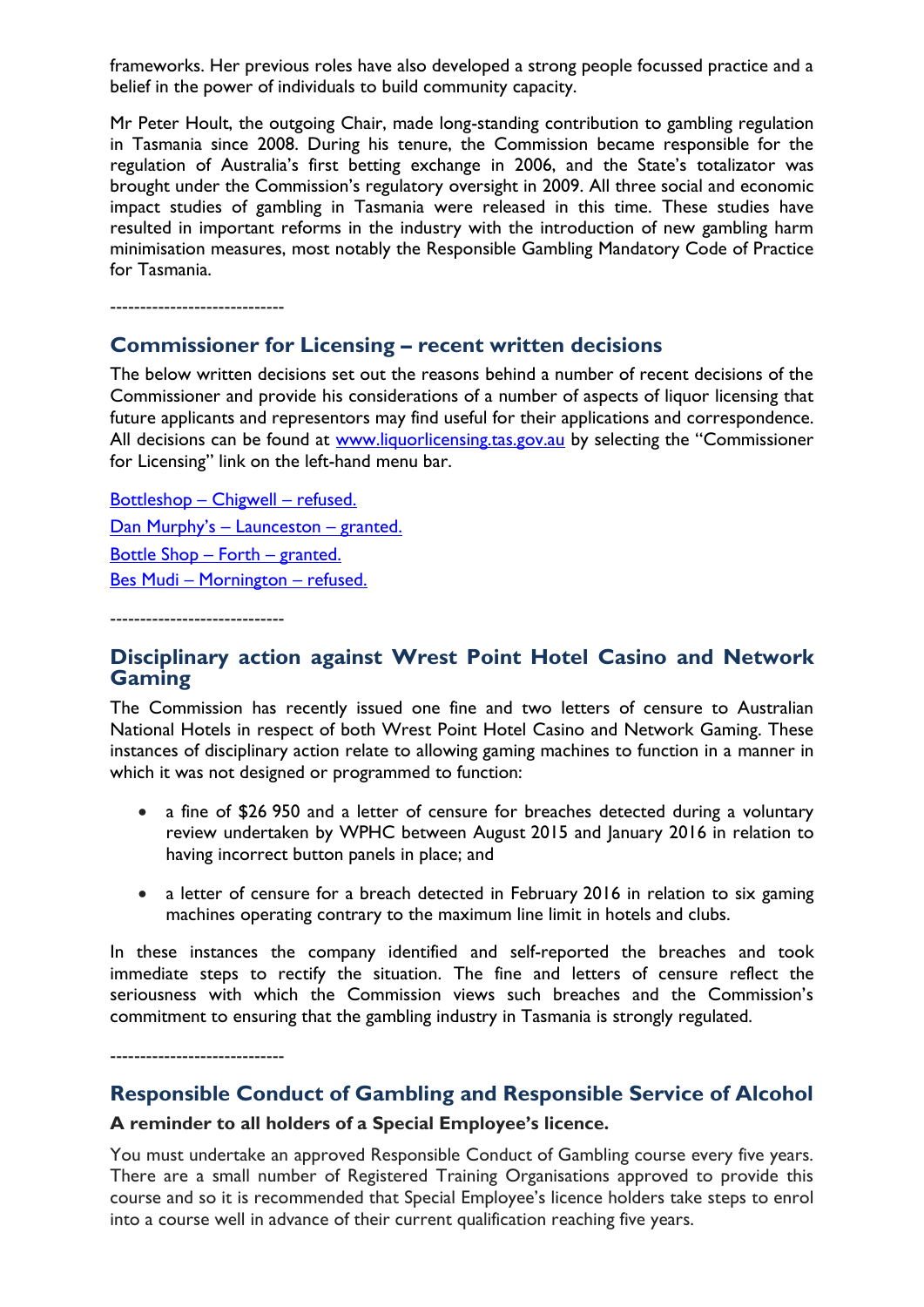frameworks. Her previous roles have also developed a strong people focussed practice and a belief in the power of individuals to build community capacity.

Mr Peter Hoult, the outgoing Chair, made long-standing contribution to gambling regulation in Tasmania since 2008. During his tenure, the Commission became responsible for the regulation of Australia's first betting exchange in 2006, and the State's totalizator was brought under the Commission's regulatory oversight in 2009. All three social and economic impact studies of gambling in Tasmania were released in this time. These studies have resulted in important reforms in the industry with the introduction of new gambling harm minimisation measures, most notably the Responsible Gambling Mandatory Code of Practice for Tasmania.

----------------------------

## Commissioner for Licensing – recent written decisions

The below written decisions set out the reasons behind a number of recent decisions of the Commissioner and provide his considerations of a number of aspects of liquor licensing that future applicants and representors may find useful for their applications and correspondence. All decisions can be found at www.liquorlicensing.tas.gov.au by selecting the "Commissioner for Licensing" link on the left-hand menu bar.

Bottleshop – Chigwell – refused.

Dan Murphy's – Launceston – granted.

Bottle Shop – Forth – granted.

Bes Mudi – Mornington – refused.

----------------------------

## Disciplinary action against Wrest Point Hotel Casino and Network Gaming

The Commission has recently issued one fine and two letters of censure to Australian National Hotels in respect of both Wrest Point Hotel Casino and Network Gaming. These instances of disciplinary action relate to allowing gaming machines to function in a manner in which it was not designed or programmed to function:

- a fine of $26 950 and a letter of censure for breaches detected during a voluntary review undertaken by WPHC between August 2015 and January 2016 in relation to having incorrect button panels in place; and
- a letter of censure for a breach detected in February 2016 in relation to six gaming machines operating contrary to the maximum line limit in hotels and clubs.

In these instances the company identified and self-reported the breaches and took immediate steps to rectify the situation. The fine and letters of censure reflect the seriousness with which the Commission views such breaches and the Commission's commitment to ensuring that the gambling industry in Tasmania is strongly regulated.

----------------------------

## Responsible Conduct of Gambling and Responsible Service of Alcohol

**A reminder to all holders of a Special Employee's licence.**

You must undertake an approved Responsible Conduct of Gambling course every five years. There are a small number of Registered Training Organisations approved to provide this course and so it is recommended that Special Employee's licence holders take steps to enrol into a course well in advance of their current qualification reaching five years.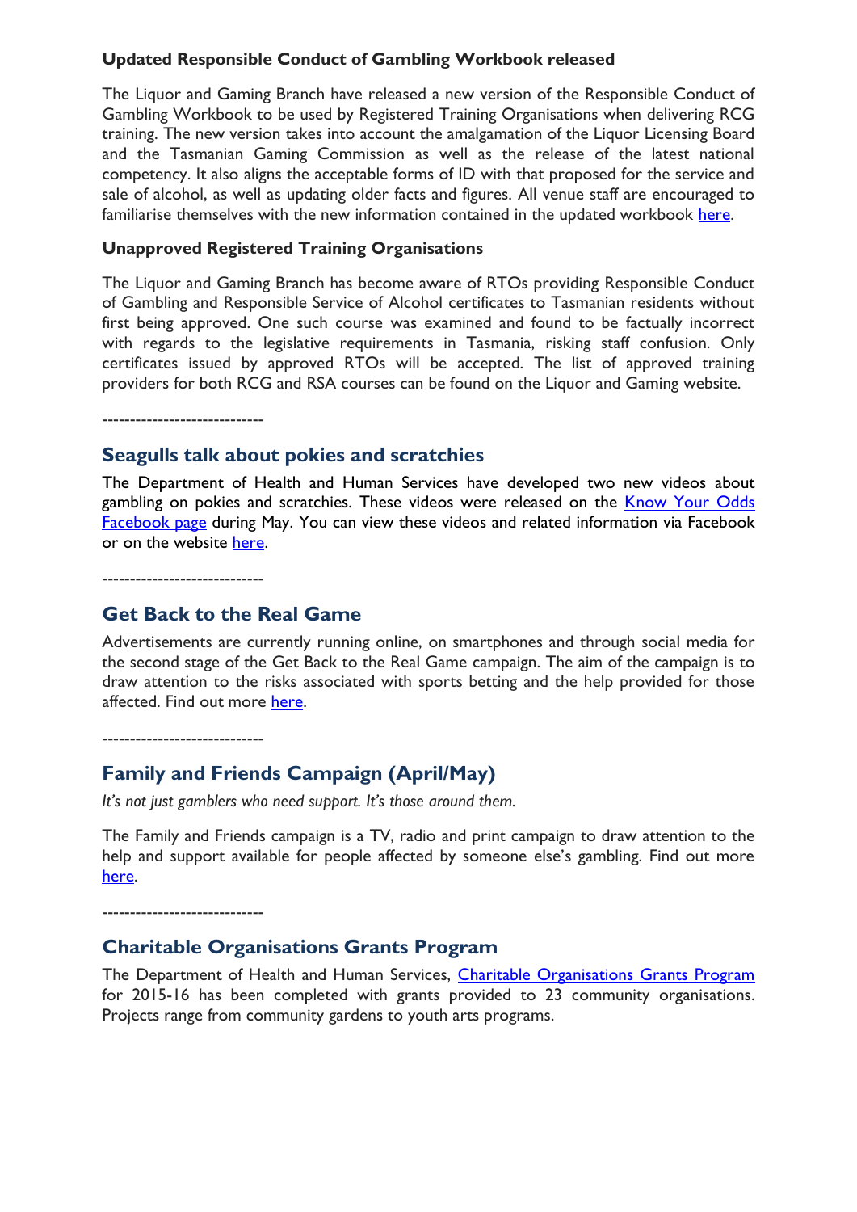**Updated Responsible Conduct of Gambling Workbook released**

The Liquor and Gaming Branch have released a new version of the Responsible Conduct of Gambling Workbook to be used by Registered Training Organisations when delivering RCG training. The new version takes into account the amalgamation of the Liquor Licensing Board and the Tasmanian Gaming Commission as well as the release of the latest national competency. It also aligns the acceptable forms of ID with that proposed for the service and sale of alcohol, as well as updating older facts and figures. All venue staff are encouraged to familiarise themselves with the new information contained in the updated workbook here.

**Unapproved Registered Training Organisations**

The Liquor and Gaming Branch has become aware of RTOs providing Responsible Conduct of Gambling and Responsible Service of Alcohol certificates to Tasmanian residents without first being approved. One such course was examined and found to be factually incorrect with regards to the legislative requirements in Tasmania, risking staff confusion. Only certificates issued by approved RTOs will be accepted. The list of approved training providers for both RCG and RSA courses can be found on the Liquor and Gaming website.

----------------------------

## Seagulls talk about pokies and scratchies

The Department of Health and Human Services have developed two new videos about gambling on pokies and scratchies. These videos were released on the Know Your Odds Facebook page during May. You can view these videos and related information via Facebook or on the website here.

----------------------------

## Get Back to the Real Game

Advertisements are currently running online, on smartphones and through social media for the second stage of the Get Back to the Real Game campaign. The aim of the campaign is to draw attention to the risks associated with sports betting and the help provided for those affected. Find out more here.

----------------------------

## Family and Friends Campaign (April/May)

*It's not just gamblers who need support. It's those around them.*

The Family and Friends campaign is a TV, radio and print campaign to draw attention to the help and support available for people affected by someone else's gambling. Find out more here.

----------------------------

## Charitable Organisations Grants Program

The Department of Health and Human Services, Charitable Organisations Grants Program for 2015-16 has been completed with grants provided to 23 community organisations. Projects range from community gardens to youth arts programs.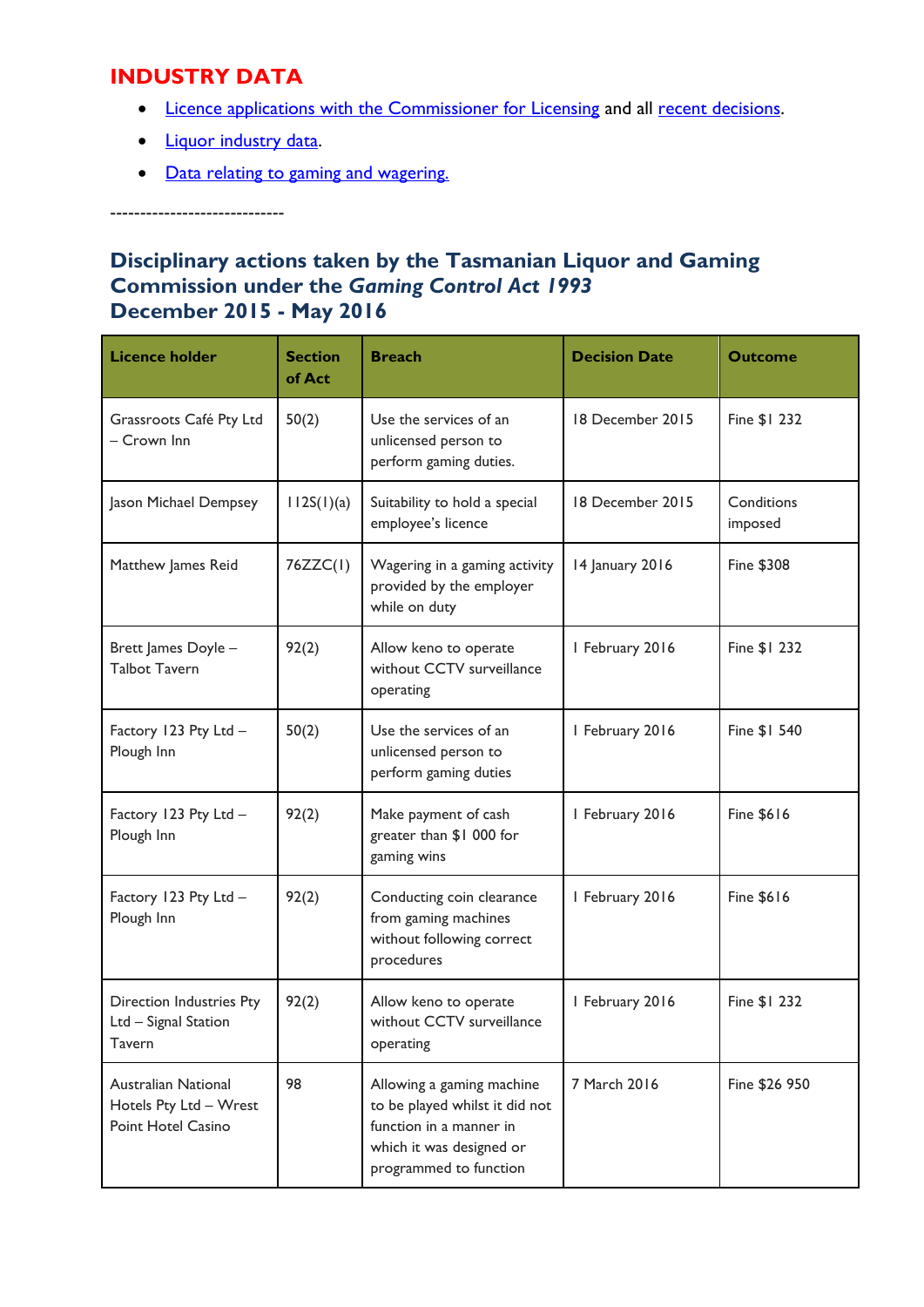## INDUSTRY DATA

- Licence applications with the Commissioner for Licensing and all recent decisions.
- Liquor industry data.
- Data relating to gaming and wagering.

----------------------------

### Disciplinary actions taken by the Tasmanian Liquor and Gaming Commission under the *Gaming Control Act 1993*
### December 2015 - May 2016

| Licence holder | Section of Act | Breach | Decision Date | Outcome |
|---|---|---|---|---|
| Grassroots Café Pty Ltd – Crown Inn | 50(2) | Use the services of an unlicensed person to perform gaming duties. | 18 December 2015 | Fine $1 232 |
| Jason Michael Dempsey | 112S(1)(a) | Suitability to hold a special employee's licence | 18 December 2015 | Conditions imposed |
| Matthew James Reid | 76ZZC(1) | Wagering in a gaming activity provided by the employer while on duty | 14 January 2016 | Fine $308 |
| Brett James Doyle – Talbot Tavern | 92(2) | Allow keno to operate without CCTV surveillance operating | 1 February 2016 | Fine $1 232 |
| Factory 123 Pty Ltd – Plough Inn | 50(2) | Use the services of an unlicensed person to perform gaming duties | 1 February 2016 | Fine $1 540 |
| Factory 123 Pty Ltd – Plough Inn | 92(2) | Make payment of cash greater than $1 000 for gaming wins | 1 February 2016 | Fine $616 |
| Factory 123 Pty Ltd – Plough Inn | 92(2) | Conducting coin clearance from gaming machines without following correct procedures | 1 February 2016 | Fine $616 |
| Direction Industries Pty Ltd – Signal Station Tavern | 92(2) | Allow keno to operate without CCTV surveillance operating | 1 February 2016 | Fine $1 232 |
| Australian National Hotels Pty Ltd – Wrest Point Hotel Casino | 98 | Allowing a gaming machine to be played whilst it did not function in a manner in which it was designed or programmed to function | 7 March 2016 | Fine $26 950 |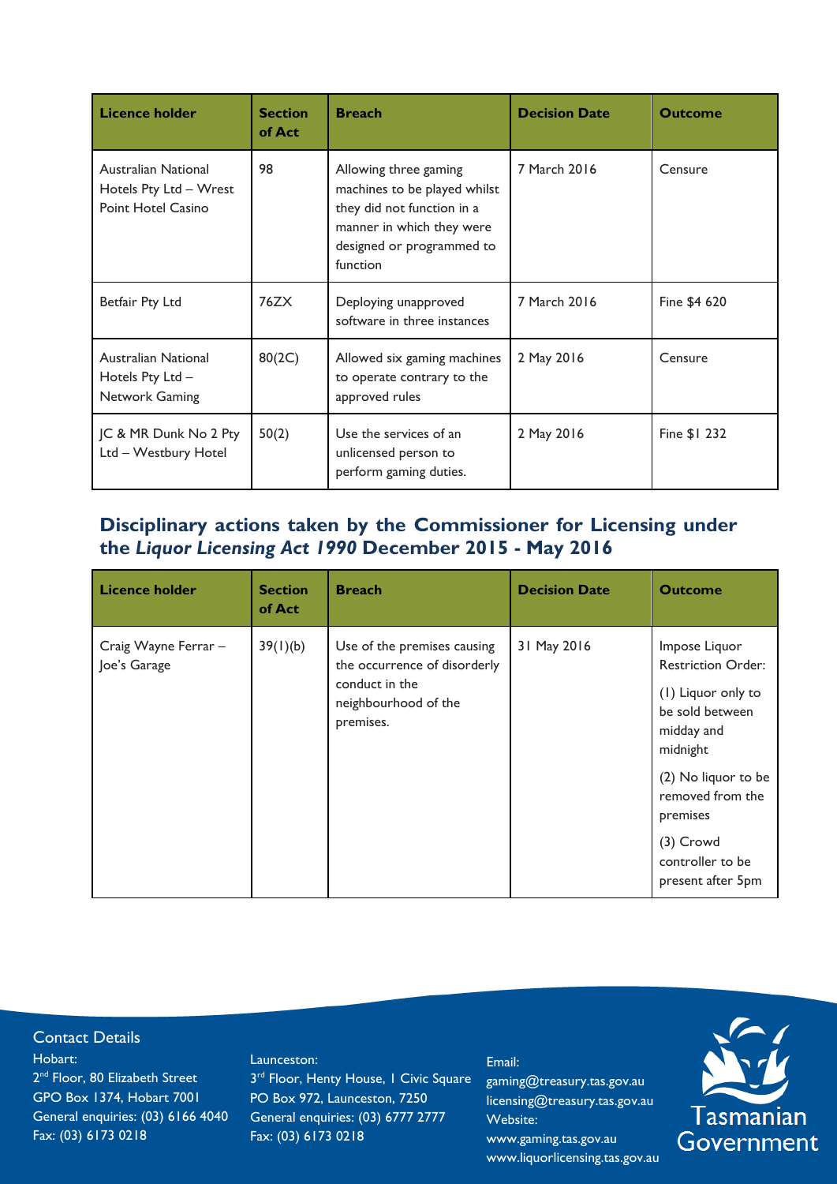| Licence holder | Section of Act | Breach | Decision Date | Outcome |
|---|---|---|---|---|
| Australian National Hotels Pty Ltd – Wrest Point Hotel Casino | 98 | Allowing three gaming machines to be played whilst they did not function in a manner in which they were designed or programmed to function | 7 March 2016 | Censure |
| Betfair Pty Ltd | 76ZX | Deploying unapproved software in three instances | 7 March 2016 | Fine $4 620 |
| Australian National Hotels Pty Ltd – Network Gaming | 80(2C) | Allowed six gaming machines to operate contrary to the approved rules | 2 May 2016 | Censure |
| JC & MR Dunk No 2 Pty Ltd – Westbury Hotel | 50(2) | Use the services of an unlicensed person to perform gaming duties. | 2 May 2016 | Fine $1 232 |

## Disciplinary actions taken by the Commissioner for Licensing under the *Liquor Licensing Act 1990* December 2015 - May 2016

| Licence holder | Section of Act | Breach | Decision Date | Outcome |
|---|---|---|---|---|
| Craig Wayne Ferrar – Joe's Garage | 39(1)(b) | Use of the premises causing the occurrence of disorderly conduct in the neighbourhood of the premises. | 31 May 2016 | Impose Liquor Restriction Order: (1) Liquor only to be sold between midday and midnight (2) No liquor to be removed from the premises (3) Crowd controller to be present after 5pm |

Contact Details

Hobart:
2nd Floor, 80 Elizabeth Street
GPO Box 1374, Hobart 7001
General enquiries: (03) 6166 4040
Fax: (03) 6173 0218

Launceston:
3rd Floor, Henty House, 1 Civic Square
PO Box 972, Launceston, 7250
General enquiries: (03) 6777 2777
Fax: (03) 6173 0218

Email:
gaming@treasury.tas.gov.au
licensing@treasury.tas.gov.au
Website:
www.gaming.tas.gov.au
www.liquorlicensing.tas.gov.au

Tasmanian Government